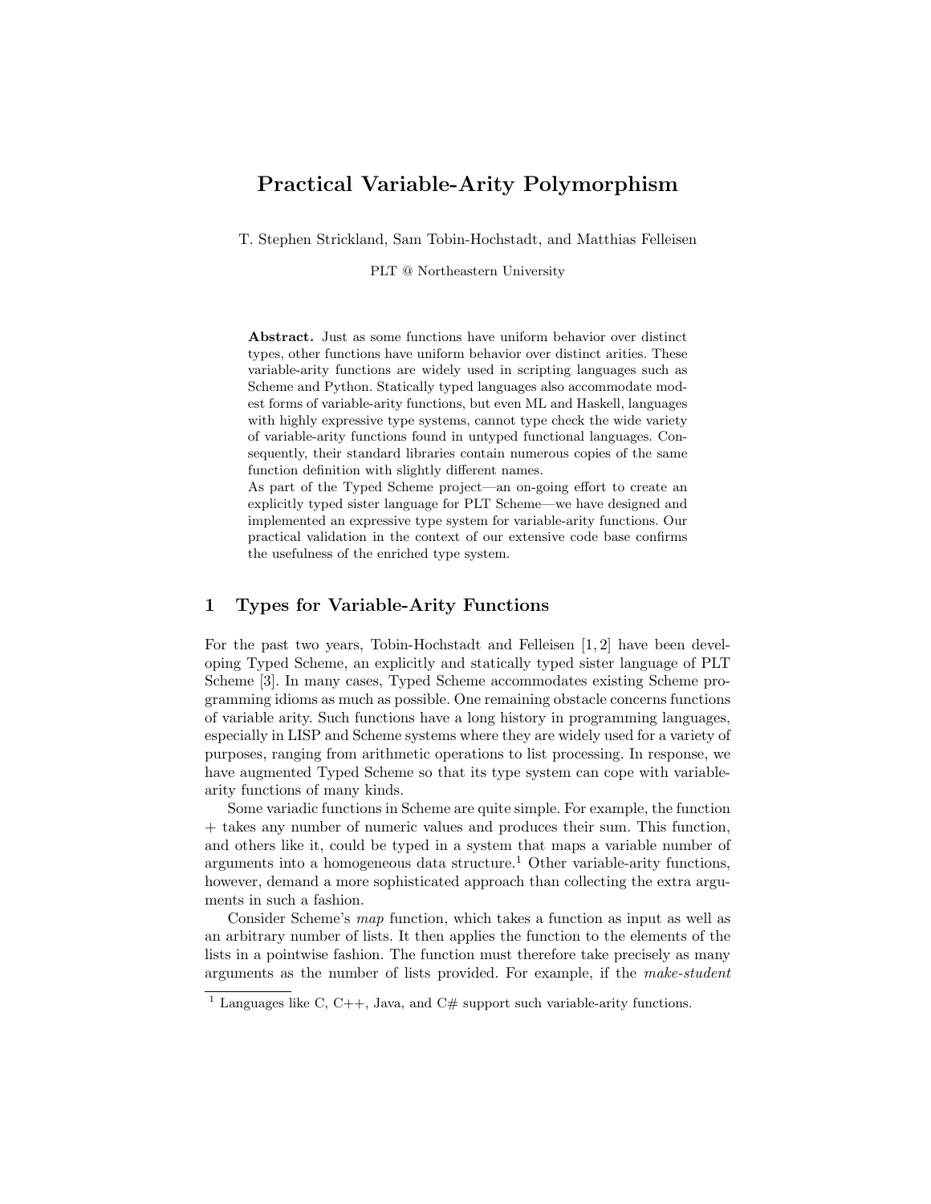# Practical Variable-Arity Polymorphism

T. Stephen Strickland, Sam Tobin-Hochstadt, and Matthias Felleisen

PLT @ Northeastern University

**Abstract.** Just as some functions have uniform behavior over distinct types, other functions have uniform behavior over distinct arities. These variable-arity functions are widely used in scripting languages such as Scheme and Python. Statically typed languages also accommodate modest forms of variable-arity functions, but even ML and Haskell, languages with highly expressive type systems, cannot type check the wide variety of variable-arity functions found in untyped functional languages. Consequently, their standard libraries contain numerous copies of the same function definition with slightly different names.

As part of the Typed Scheme project—an on-going effort to create an explicitly typed sister language for PLT Scheme—we have designed and implemented an expressive type system for variable-arity functions. Our practical validation in the context of our extensive code base confirms the usefulness of the enriched type system.

## 1 Types for Variable-Arity Functions

For the past two years, Tobin-Hochstadt and Felleisen [1, 2] have been developing Typed Scheme, an explicitly and statically typed sister language of PLT Scheme [3]. In many cases, Typed Scheme accommodates existing Scheme programming idioms as much as possible. One remaining obstacle concerns functions of variable arity. Such functions have a long history in programming languages, especially in LISP and Scheme systems where they are widely used for a variety of purposes, ranging from arithmetic operations to list processing. In response, we have augmented Typed Scheme so that its type system can cope with variable-arity functions of many kinds.

Some variadic functions in Scheme are quite simple. For example, the function + takes any number of numeric values and produces their sum. This function, and others like it, could be typed in a system that maps a variable number of arguments into a homogeneous data structure.[1] Other variable-arity functions, however, demand a more sophisticated approach than collecting the extra arguments in such a fashion.

Consider Scheme's *map* function, which takes a function as input as well as an arbitrary number of lists. It then applies the function to the elements of the lists in a pointwise fashion. The function must therefore take precisely as many arguments as the number of lists provided. For example, if the *make-student*

[1] Languages like C, C++, Java, and C# support such variable-arity functions.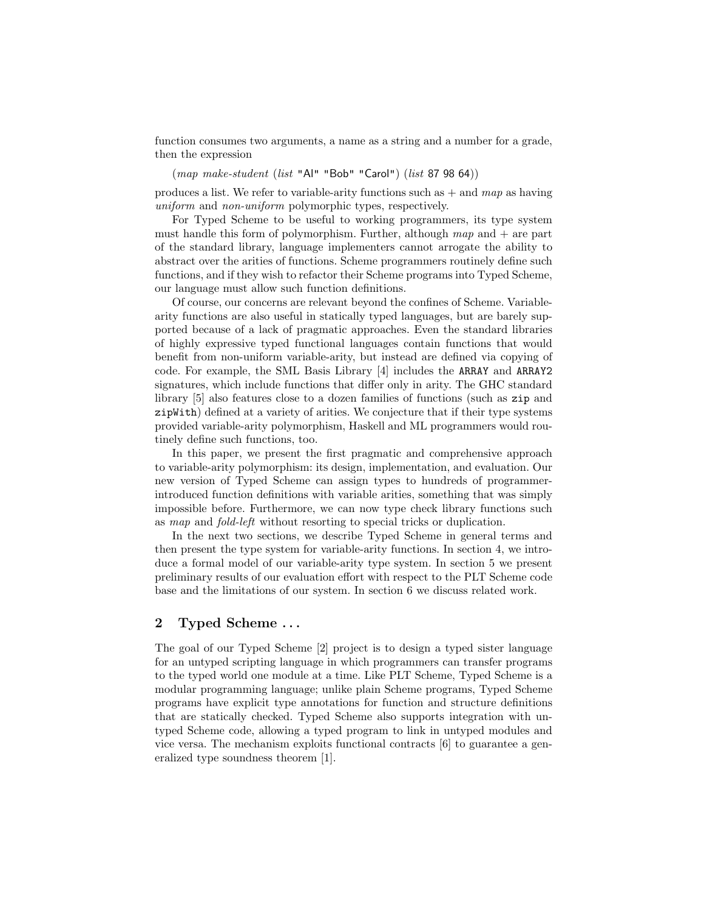function consumes two arguments, a name as a string and a number for a grade, then the expression

(*map make-student* (*list* "Al" "Bob" "Carol") (*list* 87 98 64))

produces a list. We refer to variable-arity functions such as + and *map* as having *uniform* and *non-uniform* polymorphic types, respectively.

For Typed Scheme to be useful to working programmers, its type system must handle this form of polymorphism. Further, although *map* and + are part of the standard library, language implementers cannot arrogate the ability to abstract over the arities of functions. Scheme programmers routinely define such functions, and if they wish to refactor their Scheme programs into Typed Scheme, our language must allow such function definitions.

Of course, our concerns are relevant beyond the confines of Scheme. Variable-arity functions are also useful in statically typed languages, but are barely supported because of a lack of pragmatic approaches. Even the standard libraries of highly expressive typed functional languages contain functions that would benefit from non-uniform variable-arity, but instead are defined via copying of code. For example, the SML Basis Library [4] includes the `ARRAY` and `ARRAY2` signatures, which include functions that differ only in arity. The GHC standard library [5] also features close to a dozen families of functions (such as `zip` and `zipWith`) defined at a variety of arities. We conjecture that if their type systems provided variable-arity polymorphism, Haskell and ML programmers would routinely define such functions, too.

In this paper, we present the first pragmatic and comprehensive approach to variable-arity polymorphism: its design, implementation, and evaluation. Our new version of Typed Scheme can assign types to hundreds of programmer-introduced function definitions with variable arities, something that was simply impossible before. Furthermore, we can now type check library functions such as *map* and *fold-left* without resorting to special tricks or duplication.

In the next two sections, we describe Typed Scheme in general terms and then present the type system for variable-arity functions. In section 4, we introduce a formal model of our variable-arity type system. In section 5 we present preliminary results of our evaluation effort with respect to the PLT Scheme code base and the limitations of our system. In section 6 we discuss related work.

## 2 Typed Scheme ...

The goal of our Typed Scheme [2] project is to design a typed sister language for an untyped scripting language in which programmers can transfer programs to the typed world one module at a time. Like PLT Scheme, Typed Scheme is a modular programming language; unlike plain Scheme programs, Typed Scheme programs have explicit type annotations for function and structure definitions that are statically checked. Typed Scheme also supports integration with untyped Scheme code, allowing a typed program to link in untyped modules and vice versa. The mechanism exploits functional contracts [6] to guarantee a generalized type soundness theorem [1].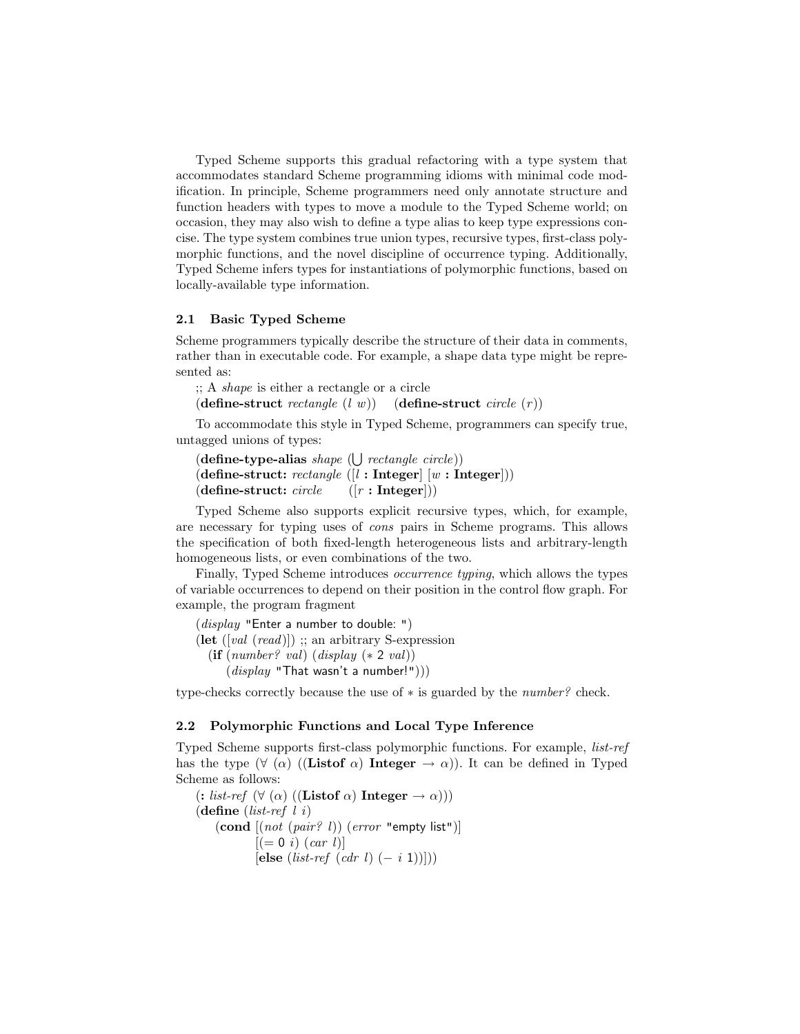Typed Scheme supports this gradual refactoring with a type system that accommodates standard Scheme programming idioms with minimal code modification. In principle, Scheme programmers need only annotate structure and function headers with types to move a module to the Typed Scheme world; on occasion, they may also wish to define a type alias to keep type expressions concise. The type system combines true union types, recursive types, first-class polymorphic functions, and the novel discipline of occurrence typing. Additionally, Typed Scheme infers types for instantiations of polymorphic functions, based on locally-available type information.

### 2.1 Basic Typed Scheme

Scheme programmers typically describe the structure of their data in comments, rather than in executable code. For example, a shape data type might be represented as:

```
;; A shape is either a rectangle or a circle
(define-struct rectangle (l w))    (define-struct circle (r))
```

To accommodate this style in Typed Scheme, programmers can specify true, untagged unions of types:

```
(define-type-alias shape (⋃ rectangle circle))
(define-struct: rectangle ([l : Integer] [w : Integer]))
(define-struct: circle     ([r : Integer]))
```

Typed Scheme also supports explicit recursive types, which, for example, are necessary for typing uses of *cons* pairs in Scheme programs. This allows the specification of both fixed-length heterogeneous lists and arbitrary-length homogeneous lists, or even combinations of the two.

Finally, Typed Scheme introduces *occurrence typing*, which allows the types of variable occurrences to depend on their position in the control flow graph. For example, the program fragment

```
(display "Enter a number to double: ")
(let ([val (read)]) ;; an arbitrary S-expression
  (if (number? val) (display (* 2 val))
      (display "That wasn't a number!")))
```

type-checks correctly because the use of $*$ is guarded by the *number?* check.

### 2.2 Polymorphic Functions and Local Type Inference

Typed Scheme supports first-class polymorphic functions. For example, *list-ref* has the type ($\forall$ ($\alpha$) ((**Listof** $\alpha$) **Integer** $\rightarrow \alpha$)). It can be defined in Typed Scheme as follows:

```
(: list-ref (∀ (α) ((Listof α) Integer → α)))
(define (list-ref l i)
  (cond [(not (pair? l)) (error "empty list")]
        [(= 0 i) (car l)]
        [else (list-ref (cdr l) (- i 1))]))
```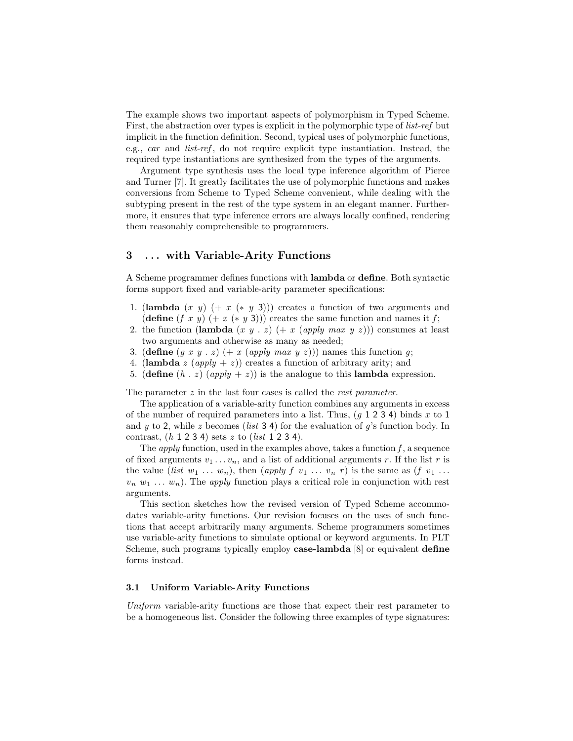The example shows two important aspects of polymorphism in Typed Scheme. First, the abstraction over types is explicit in the polymorphic type of *list-ref* but implicit in the function definition. Second, typical uses of polymorphic functions, e.g., *car* and *list-ref*, do not require explicit type instantiation. Instead, the required type instantiations are synthesized from the types of the arguments.

Argument type synthesis uses the local type inference algorithm of Pierce and Turner [7]. It greatly facilitates the use of polymorphic functions and makes conversions from Scheme to Typed Scheme convenient, while dealing with the subtyping present in the rest of the type system in an elegant manner. Furthermore, it ensures that type inference errors are always locally confined, rendering them reasonably comprehensible to programmers.

## 3 . . . with Variable-Arity Functions

A Scheme programmer defines functions with **lambda** or **define**. Both syntactic forms support fixed and variable-arity parameter specifications:

1. (**lambda** (*x y*) (+ *x* (∗ *y* 3))) creates a function of two arguments and (**define** (*f x y*) (+ *x* (∗ *y* 3))) creates the same function and names it *f*;
2. the function (**lambda** (*x y* . *z*) (+ *x* (*apply max y z*))) consumes at least two arguments and otherwise as many as needed;
3. (**define** (*g x y* . *z*) (+ *x* (*apply max y z*))) names this function *g*;
4. (**lambda** *z* (*apply* + *z*)) creates a function of arbitrary arity; and
5. (**define** (*h* . *z*) (*apply* + *z*)) is the analogue to this **lambda** expression.

The parameter *z* in the last four cases is called the *rest parameter*.

The application of a variable-arity function combines any arguments in excess of the number of required parameters into a list. Thus, (*g* 1 2 3 4) binds *x* to 1 and *y* to 2, while *z* becomes (*list* 3 4) for the evaluation of *g*'s function body. In contrast, (*h* 1 2 3 4) sets *z* to (*list* 1 2 3 4).

The *apply* function, used in the examples above, takes a function *f*, a sequence of fixed arguments $v_1 \ldots v_n$, and a list of additional arguments *r*. If the list *r* is the value (*list* $w_1 \ldots w_n$), then (*apply f* $v_1 \ldots v_n$ *r*) is the same as (*f* $v_1 \ldots v_n$ $w_1 \ldots w_n$). The *apply* function plays a critical role in conjunction with rest arguments.

This section sketches how the revised version of Typed Scheme accommodates variable-arity functions. Our revision focuses on the uses of such functions that accept arbitrarily many arguments. Scheme programmers sometimes use variable-arity functions to simulate optional or keyword arguments. In PLT Scheme, such programs typically employ **case-lambda** [8] or equivalent **define** forms instead.

### 3.1 Uniform Variable-Arity Functions

*Uniform* variable-arity functions are those that expect their rest parameter to be a homogeneous list. Consider the following three examples of type signatures: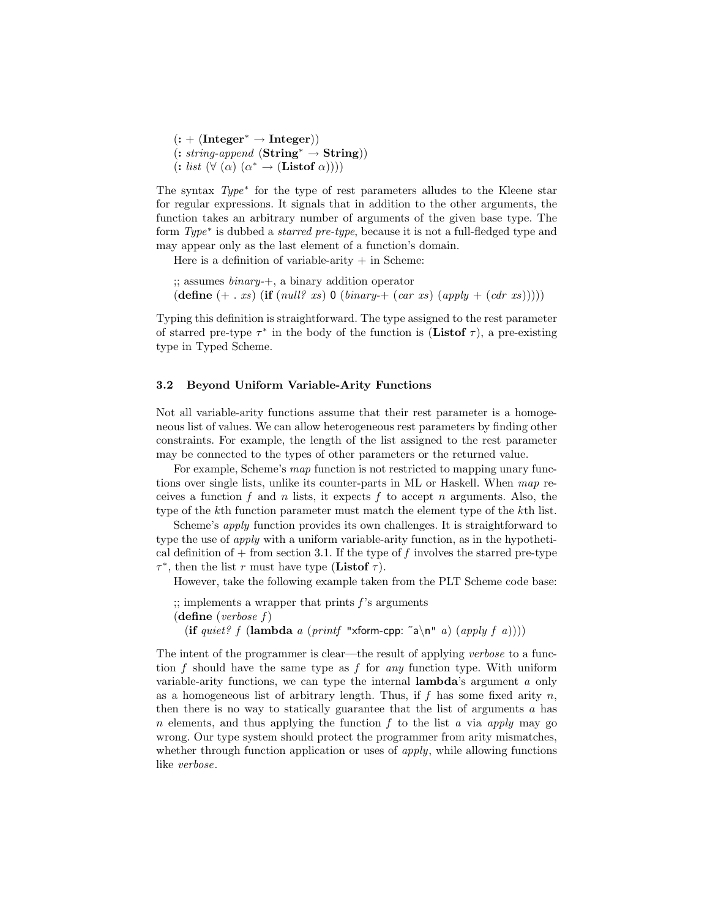(**:** + (**Integer**$^*$ → **Integer**))
(**:** *string-append* (**String**$^*$ → **String**))
(**:** *list* (∀ (α) (α$^*$ → (**Listof** α))))

The syntax *Type*$^*$ for the type of rest parameters alludes to the Kleene star for regular expressions. It signals that in addition to the other arguments, the function takes an arbitrary number of arguments of the given base type. The form *Type*$^*$ is dubbed a *starred pre-type*, because it is not a full-fledged type and may appear only as the last element of a function's domain.

Here is a definition of variable-arity + in Scheme:

```
;; assumes binary-+, a binary addition operator
(define (+ . xs) (if (null? xs) 0 (binary-+ (car xs) (apply + (cdr xs)))))
```

Typing this definition is straightforward. The type assigned to the rest parameter of starred pre-type $\tau^*$ in the body of the function is (**Listof** $\tau$), a pre-existing type in Typed Scheme.

### 3.2 Beyond Uniform Variable-Arity Functions

Not all variable-arity functions assume that their rest parameter is a homogeneous list of values. We can allow heterogeneous rest parameters by finding other constraints. For example, the length of the list assigned to the rest parameter may be connected to the types of other parameters or the returned value.

For example, Scheme's *map* function is not restricted to mapping unary functions over single lists, unlike its counter-parts in ML or Haskell. When *map* receives a function $f$ and $n$ lists, it expects $f$ to accept $n$ arguments. Also, the type of the $k$th function parameter must match the element type of the $k$th list.

Scheme's *apply* function provides its own challenges. It is straightforward to type the use of *apply* with a uniform variable-arity function, as in the hypothetical definition of + from section 3.1. If the type of $f$ involves the starred pre-type $\tau^*$, then the list $r$ must have type (**Listof** $\tau$).

However, take the following example taken from the PLT Scheme code base:

```
;; implements a wrapper that prints f's arguments
(define (verbose f)
  (if quiet? f (lambda a (printf "xform-cpp: ~a\n" a) (apply f a))))
```

The intent of the programmer is clear—the result of applying *verbose* to a function $f$ should have the same type as $f$ for *any* function type. With uniform variable-arity functions, we can type the internal **lambda**'s argument $a$ only as a homogeneous list of arbitrary length. Thus, if $f$ has some fixed arity $n$, then there is no way to statically guarantee that the list of arguments $a$ has $n$ elements, and thus applying the function $f$ to the list $a$ via *apply* may go wrong. Our type system should protect the programmer from arity mismatches, whether through function application or uses of *apply*, while allowing functions like *verbose*.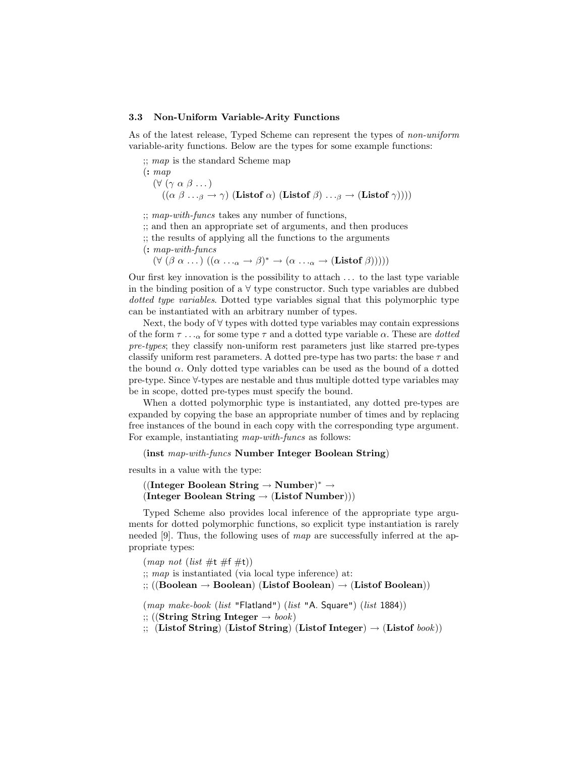### 3.3 Non-Uniform Variable-Arity Functions

As of the latest release, Typed Scheme can represent the types of *non-uniform* variable-arity functions. Below are the types for some example functions:

```
;; map is the standard Scheme map
(: map
   (∀ (γ α β ...)
      ((α β ..._β → γ) (Listof α) (Listof β) ..._β → (Listof γ))))

;; map-with-funcs takes any number of functions,
;; and then an appropriate set of arguments, and then produces
;; the results of applying all the functions to the arguments
(: map-with-funcs
   (∀ (β α ...) ((α ..._α → β)* → (α ..._α → (Listof β)))))
```

Our first key innovation is the possibility to attach ... to the last type variable in the binding position of a ∀ type constructor. Such type variables are dubbed *dotted type variables*. Dotted type variables signal that this polymorphic type can be instantiated with an arbitrary number of types.

Next, the body of ∀ types with dotted type variables may contain expressions of the form $\tau \ldots_\alpha$ for some type $\tau$ and a dotted type variable $\alpha$. These are *dotted pre-types*; they classify non-uniform rest parameters just like starred pre-types classify uniform rest parameters. A dotted pre-type has two parts: the base $\tau$ and the bound $\alpha$. Only dotted type variables can be used as the bound of a dotted pre-type. Since ∀-types are nestable and thus multiple dotted type variables may be in scope, dotted pre-types must specify the bound.

When a dotted polymorphic type is instantiated, any dotted pre-types are expanded by copying the base an appropriate number of times and by replacing free instances of the bound in each copy with the corresponding type argument. For example, instantiating *map-with-funcs* as follows:

```
(inst map-with-funcs Number Integer Boolean String)
```

results in a value with the type:

```
((Integer Boolean String → Number)* →
(Integer Boolean String → (Listof Number)))
```

Typed Scheme also provides local inference of the appropriate type arguments for dotted polymorphic functions, so explicit type instantiation is rarely needed [9]. Thus, the following uses of *map* are successfully inferred at the appropriate types:

```
(map not (list #t #f #t))
;; map is instantiated (via local type inference) at:
;; ((Boolean → Boolean) (Listof Boolean) → (Listof Boolean))

(map make-book (list "Flatland") (list "A. Square") (list 1884))
;; ((String String Integer → book)
;;  (Listof String) (Listof String) (Listof Integer) → (Listof book))
```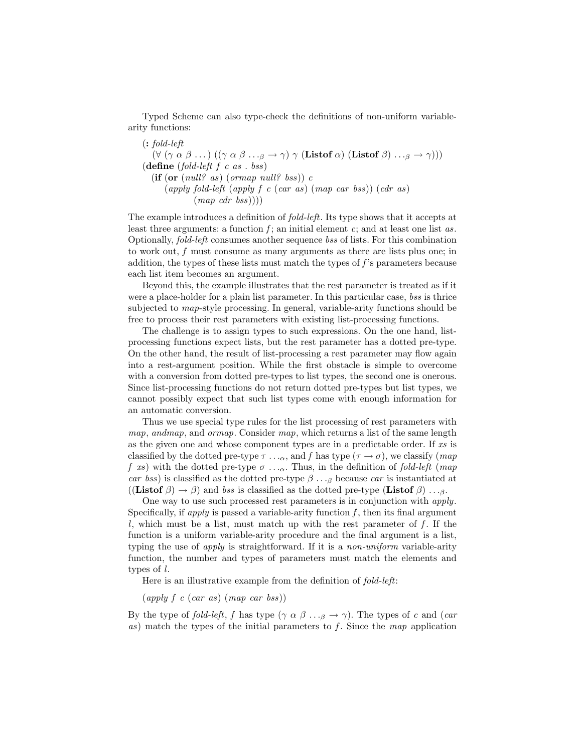Typed Scheme can also type-check the definitions of non-uniform variable-arity functions:

```
(: fold-left
   (∀ (γ α β ...) ((γ α β ...β → γ) γ (Listof α) (Listof β) ...β → γ)))
(define (fold-left f c as . bss)
  (if (or (null? as) (ormap null? bss)) c
      (apply fold-left (apply f c (car as) (map car bss)) (cdr as)
             (map cdr bss))))
```

The example introduces a definition of *fold-left*. Its type shows that it accepts at least three arguments: a function $f$; an initial element $c$; and at least one list *as*. Optionally, *fold-left* consumes another sequence *bss* of lists. For this combination to work out, $f$ must consume as many arguments as there are lists plus one; in addition, the types of these lists must match the types of $f$'s parameters because each list item becomes an argument.

Beyond this, the example illustrates that the rest parameter is treated as if it were a place-holder for a plain list parameter. In this particular case, *bss* is thrice subjected to *map*-style processing. In general, variable-arity functions should be free to process their rest parameters with existing list-processing functions.

The challenge is to assign types to such expressions. On the one hand, list-processing functions expect lists, but the rest parameter has a dotted pre-type. On the other hand, the result of list-processing a rest parameter may flow again into a rest-argument position. While the first obstacle is simple to overcome with a conversion from dotted pre-types to list types, the second one is onerous. Since list-processing functions do not return dotted pre-types but list types, we cannot possibly expect that such list types come with enough information for an automatic conversion.

Thus we use special type rules for the list processing of rest parameters with *map*, *andmap*, and *ormap*. Consider *map*, which returns a list of the same length as the given one and whose component types are in a predictable order. If *xs* is classified by the dotted pre-type $\tau\ \ldots_\alpha$, and $f$ has type $(\tau \rightarrow \sigma)$, we classify (*map f xs*) with the dotted pre-type $\sigma\ \ldots_\alpha$. Thus, in the definition of *fold-left* (*map car bss*) is classified as the dotted pre-type $\beta\ \ldots_\beta$ because *car* is instantiated at $((\textbf{Listof}\ \beta) \rightarrow \beta)$ and *bss* is classified as the dotted pre-type $(\textbf{Listof}\ \beta)\ \ldots_\beta$.

One way to use such processed rest parameters is in conjunction with *apply*. Specifically, if *apply* is passed a variable-arity function $f$, then its final argument $l$, which must be a list, must match up with the rest parameter of $f$. If the function is a uniform variable-arity procedure and the final argument is a list, typing the use of *apply* is straightforward. If it is a *non-uniform* variable-arity function, the number and types of parameters must match the elements and types of $l$.

Here is an illustrative example from the definition of *fold-left*:

```
(apply f c (car as) (map car bss))
```

By the type of *fold-left*, $f$ has type $(\gamma\ \alpha\ \beta\ \ldots_\beta \rightarrow \gamma)$. The types of $c$ and (*car as*) match the types of the initial parameters to $f$. Since the *map* application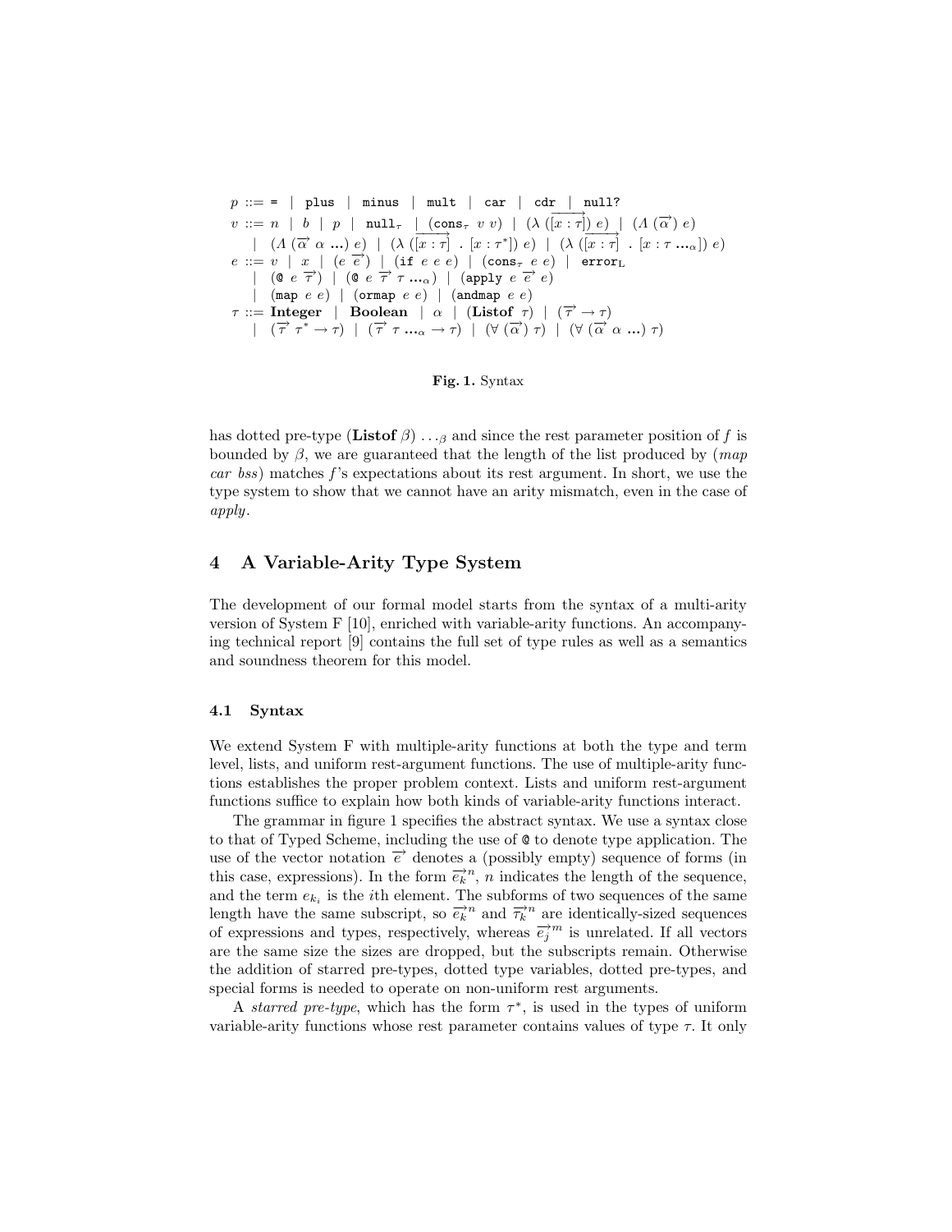$$
\begin{array}{rl}
p ::= & \texttt{=} \mid \texttt{plus} \mid \texttt{minus} \mid \texttt{mult} \mid \texttt{car} \mid \texttt{cdr} \mid \texttt{null?} \\
v ::= & n \mid b \mid p \mid \texttt{null}_\tau \mid (\texttt{cons}_\tau\ v\ v) \mid (\lambda\ (\overrightarrow{[x:\tau]})\ e) \mid (\Lambda\ (\overrightarrow{\alpha})\ e) \\
\mid & (\Lambda\ (\overrightarrow{\alpha}\ \alpha\ \ldots)\ e) \mid (\lambda\ (\overrightarrow{[x:\tau]}\ .\ [x:\tau^*])\ e) \mid (\lambda\ (\overrightarrow{[x:\tau]}\ .\ [x:\tau\ \ldots_\alpha])\ e) \\
e ::= & v \mid x \mid (e\ \overrightarrow{e}) \mid (\texttt{if}\ e\ e\ e) \mid (\texttt{cons}_\tau\ e\ e) \mid \texttt{error}_\mathrm{L} \\
\mid & (\texttt{@}\ e\ \overrightarrow{\tau}) \mid (\texttt{@}\ e\ \overrightarrow{\tau}\ \tau\ \ldots_\alpha) \mid (\texttt{apply}\ e\ \overrightarrow{e}\ e) \\
\mid & (\texttt{map}\ e\ e) \mid (\texttt{ormap}\ e\ e) \mid (\texttt{andmap}\ e\ e) \\
\tau ::= & \textbf{Integer} \mid \textbf{Boolean} \mid \alpha \mid (\textbf{Listof}\ \tau) \mid (\overrightarrow{\tau} \rightarrow \tau) \\
\mid & (\overrightarrow{\tau}\ \tau^* \rightarrow \tau) \mid (\overrightarrow{\tau}\ \tau\ \ldots_\alpha \rightarrow \tau) \mid (\forall\ (\overrightarrow{\alpha})\ \tau) \mid (\forall\ (\overrightarrow{\alpha}\ \alpha\ \ldots)\ \tau)
\end{array}
$$

**Fig. 1.** Syntax

has dotted pre-type $(\textbf{Listof}\ \beta) \ldots_\beta$ and since the rest parameter position of $f$ is bounded by $\beta$, we are guaranteed that the length of the list produced by (*map car bss*) matches $f$'s expectations about its rest argument. In short, we use the type system to show that we cannot have an arity mismatch, even in the case of *apply*.

## 4 A Variable-Arity Type System

The development of our formal model starts from the syntax of a multi-arity version of System F [10], enriched with variable-arity functions. An accompanying technical report [9] contains the full set of type rules as well as a semantics and soundness theorem for this model.

### 4.1 Syntax

We extend System F with multiple-arity functions at both the type and term level, lists, and uniform rest-argument functions. The use of multiple-arity functions establishes the proper problem context. Lists and uniform rest-argument functions suffice to explain how both kinds of variable-arity functions interact.

The grammar in figure 1 specifies the abstract syntax. We use a syntax close to that of Typed Scheme, including the use of @ to denote type application. The use of the vector notation $\overrightarrow{e}$ denotes a (possibly empty) sequence of forms (in this case, expressions). In the form $\overrightarrow{e_k}^n$, $n$ indicates the length of the sequence, and the term $e_{k_i}$ is the $i$th element. The subforms of two sequences of the same length have the same subscript, so $\overrightarrow{e_k}^n$ and $\overrightarrow{\tau_k}^n$ are identically-sized sequences of expressions and types, respectively, whereas $\overrightarrow{e_j}^m$ is unrelated. If all vectors are the same size the sizes are dropped, but the subscripts remain. Otherwise the addition of starred pre-types, dotted type variables, dotted pre-types, and special forms is needed to operate on non-uniform rest arguments.

A *starred pre-type*, which has the form $\tau^*$, is used in the types of uniform variable-arity functions whose rest parameter contains values of type $\tau$. It only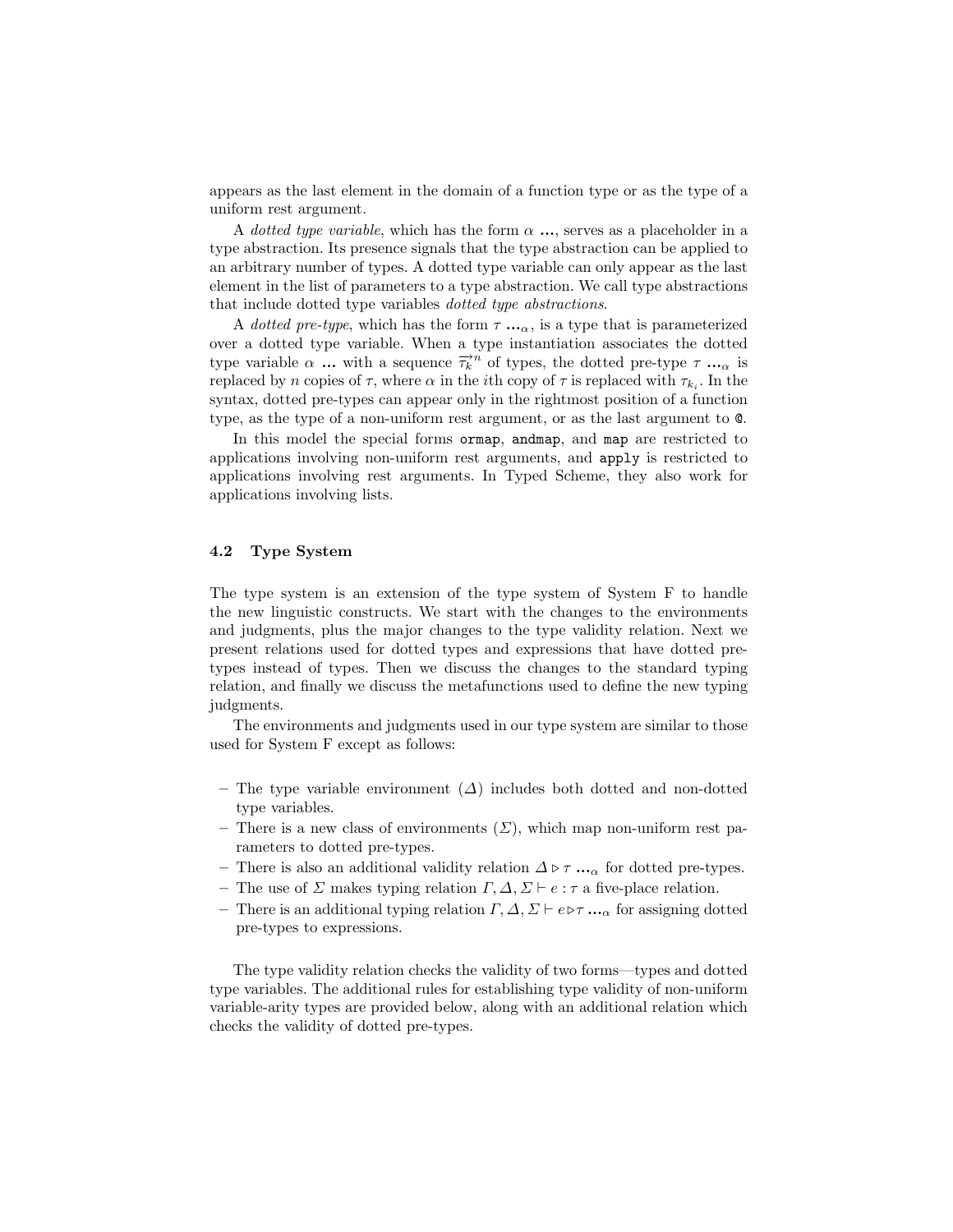appears as the last element in the domain of a function type or as the type of a uniform rest argument.

A *dotted type variable*, which has the form $\alpha$ **...**, serves as a placeholder in a type abstraction. Its presence signals that the type abstraction can be applied to an arbitrary number of types. A dotted type variable can only appear as the last element in the list of parameters to a type abstraction. We call type abstractions that include dotted type variables *dotted type abstractions*.

A *dotted pre-type*, which has the form $\tau$ **...**$_\alpha$, is a type that is parameterized over a dotted type variable. When a type instantiation associates the dotted type variable $\alpha$ **...** with a sequence $\overrightarrow{\tau_k}^n$ of types, the dotted pre-type $\tau$ **...**$_\alpha$ is replaced by $n$ copies of $\tau$, where $\alpha$ in the $i$th copy of $\tau$ is replaced with $\tau_{k_i}$. In the syntax, dotted pre-types can appear only in the rightmost position of a function type, as the type of a non-uniform rest argument, or as the last argument to `@`.

In this model the special forms `ormap`, `andmap`, and `map` are restricted to applications involving non-uniform rest arguments, and `apply` is restricted to applications involving rest arguments. In Typed Scheme, they also work for applications involving lists.

### 4.2 Type System

The type system is an extension of the type system of System F to handle the new linguistic constructs. We start with the changes to the environments and judgments, plus the major changes to the type validity relation. Next we present relations used for dotted types and expressions that have dotted pre-types instead of types. Then we discuss the changes to the standard typing relation, and finally we discuss the metafunctions used to define the new typing judgments.

The environments and judgments used in our type system are similar to those used for System F except as follows:

- The type variable environment ($\Delta$) includes both dotted and non-dotted type variables.
- There is a new class of environments ($\Sigma$), which map non-uniform rest parameters to dotted pre-types.
- There is also an additional validity relation $\Delta \triangleright \tau$ **...**$_\alpha$ for dotted pre-types.
- The use of $\Sigma$ makes typing relation $\Gamma, \Delta, \Sigma \vdash e : \tau$ a five-place relation.
- There is an additional typing relation $\Gamma, \Delta, \Sigma \vdash e \triangleright \tau$ **...**$_\alpha$ for assigning dotted pre-types to expressions.

The type validity relation checks the validity of two forms—types and dotted type variables. The additional rules for establishing type validity of non-uniform variable-arity types are provided below, along with an additional relation which checks the validity of dotted pre-types.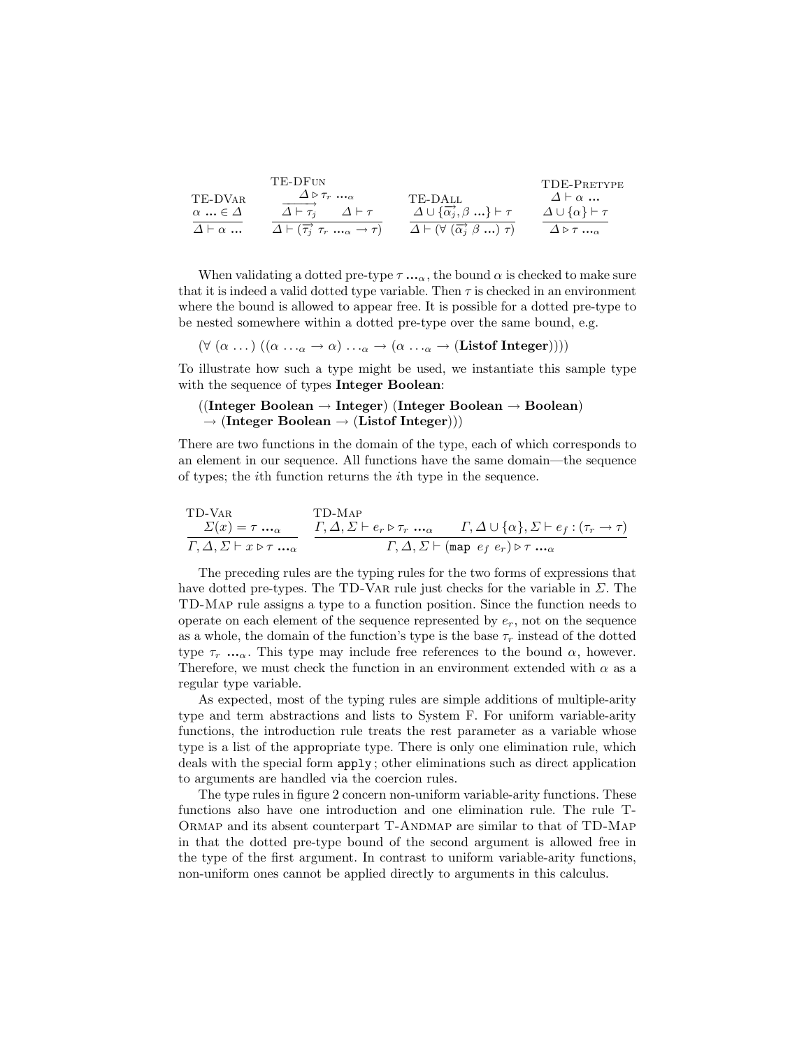$$\frac{\alpha\ \ldots \in \Delta}{\Delta \vdash \alpha\ \ldots}\ \textsc{TE-DVar} \qquad \frac{\Delta \triangleright \tau_r\ \ldots_\alpha \quad \overrightarrow{\Delta \vdash \tau_j} \quad \Delta \vdash \tau}{\Delta \vdash (\overrightarrow{\tau_j}\ \tau_r\ \ldots_\alpha \rightarrow \tau)}\ \textsc{TE-DFun}$$

$$\frac{\Delta \cup \{\overrightarrow{\alpha_j}, \beta\ \ldots\} \vdash \tau}{\Delta \vdash (\forall\ (\overrightarrow{\alpha_j}\ \beta\ \ldots)\ \tau)}\ \textsc{TE-DAll} \qquad \frac{\Delta \vdash \alpha\ \ldots \quad \Delta \cup \{\alpha\} \vdash \tau}{\Delta \triangleright \tau\ \ldots_\alpha}\ \textsc{TDE-Pretype}$$

When validating a dotted pre-type $\tau\ \ldots_\alpha$, the bound $\alpha$ is checked to make sure that it is indeed a valid dotted type variable. Then $\tau$ is checked in an environment where the bound is allowed to appear free. It is possible for a dotted pre-type to be nested somewhere within a dotted pre-type over the same bound, e.g.

$$(\forall\ (\alpha\ \ldots)\ ((\alpha\ \ldots_\alpha \rightarrow \alpha)\ \ldots_\alpha \rightarrow (\alpha\ \ldots_\alpha \rightarrow (\textbf{Listof Integer}))))$$

To illustrate how such a type might be used, we instantiate this sample type with the sequence of types **Integer Boolean**:

$$((\textbf{Integer Boolean} \rightarrow \textbf{Integer})\ (\textbf{Integer Boolean} \rightarrow \textbf{Boolean})$$
$$\rightarrow (\textbf{Integer Boolean} \rightarrow (\textbf{Listof Integer})))$$

There are two functions in the domain of the type, each of which corresponds to an element in our sequence. All functions have the same domain—the sequence of types; the $i$th function returns the $i$th type in the sequence.

$$\frac{\Sigma(x) = \tau\ \ldots_\alpha}{\Gamma, \Delta, \Sigma \vdash x \triangleright \tau\ \ldots_\alpha}\ \textsc{TD-Var} \qquad \frac{\Gamma, \Delta, \Sigma \vdash e_r \triangleright \tau_r\ \ldots_\alpha \quad \Gamma, \Delta \cup \{\alpha\}, \Sigma \vdash e_f : (\tau_r \rightarrow \tau)}{\Gamma, \Delta, \Sigma \vdash (\texttt{map}\ e_f\ e_r) \triangleright \tau\ \ldots_\alpha}\ \textsc{TD-Map}$$

The preceding rules are the typing rules for the two forms of expressions that have dotted pre-types. The TD-Var rule just checks for the variable in $\Sigma$. The TD-Map rule assigns a type to a function position. Since the function needs to operate on each element of the sequence represented by $e_r$, not on the sequence as a whole, the domain of the function's type is the base $\tau_r$ instead of the dotted type $\tau_r\ \ldots_\alpha$. This type may include free references to the bound $\alpha$, however. Therefore, we must check the function in an environment extended with $\alpha$ as a regular type variable.

As expected, most of the typing rules are simple additions of multiple-arity type and term abstractions and lists to System F. For uniform variable-arity functions, the introduction rule treats the rest parameter as a variable whose type is a list of the appropriate type. There is only one elimination rule, which deals with the special form `apply`; other eliminations such as direct application to arguments are handled via the coercion rules.

The type rules in figure 2 concern non-uniform variable-arity functions. These functions also have one introduction and one elimination rule. The rule T-Ormap and its absent counterpart T-Andmap are similar to that of TD-Map in that the dotted pre-type bound of the second argument is allowed free in the type of the first argument. In contrast to uniform variable-arity functions, non-uniform ones cannot be applied directly to arguments in this calculus.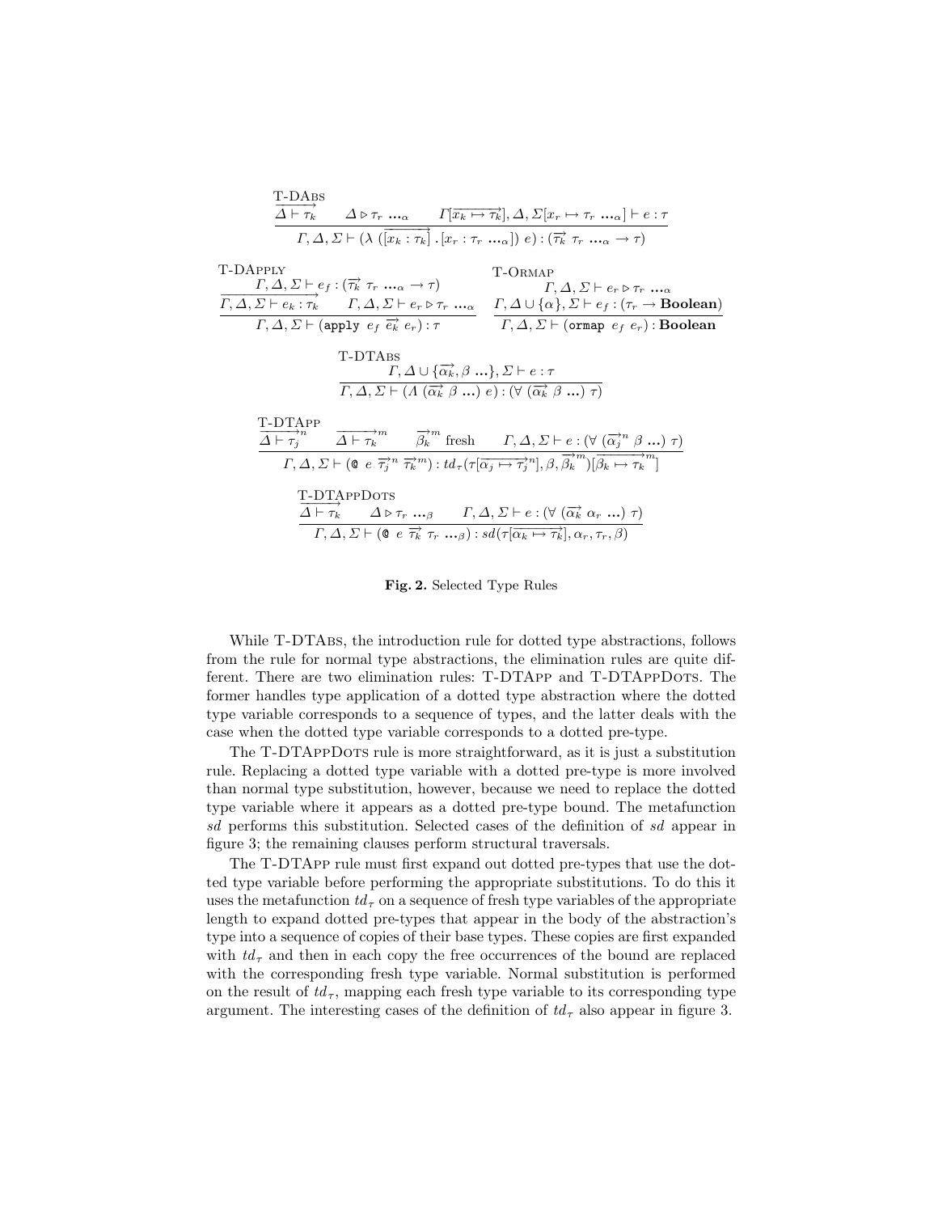$$\textsc{T-DAbs}\quad \frac{\overrightarrow{\Delta \vdash \tau_k} \qquad \Delta \triangleright \tau_r \ \ldots_\alpha \qquad \Gamma[\overrightarrow{x_k \mapsto \tau_k}], \Delta, \Sigma[x_r \mapsto \tau_r \ \ldots_\alpha] \vdash e : \tau}{\Gamma, \Delta, \Sigma \vdash (\lambda\ (\overrightarrow{[x_k : \tau_k]}\ .[x_r : \tau_r \ \ldots_\alpha])\ e) : (\overrightarrow{\tau_k}\ \tau_r \ \ldots_\alpha \rightarrow \tau)}$$

$$\textsc{T-DApply}\quad \frac{\Gamma, \Delta, \Sigma \vdash e_f : (\overrightarrow{\tau_k}\ \tau_r \ \ldots_\alpha \rightarrow \tau) \qquad \overrightarrow{\Gamma, \Delta, \Sigma \vdash e_k : \tau_k} \qquad \Gamma, \Delta, \Sigma \vdash e_r \triangleright \tau_r \ \ldots_\alpha}{\Gamma, \Delta, \Sigma \vdash (\texttt{apply}\ e_f\ \overrightarrow{e_k}\ e_r) : \tau}$$

$$\textsc{T-Ormap}\quad \frac{\Gamma, \Delta, \Sigma \vdash e_r \triangleright \tau_r \ \ldots_\alpha \qquad \Gamma, \Delta \cup \{\alpha\}, \Sigma \vdash e_f : (\tau_r \rightarrow \textbf{Boolean})}{\Gamma, \Delta, \Sigma \vdash (\texttt{ormap}\ e_f\ e_r) : \textbf{Boolean}}$$

$$\textsc{T-DTAbs}\quad \frac{\Gamma, \Delta \cup \{\overrightarrow{\alpha_k}, \beta \ \ldots\}, \Sigma \vdash e : \tau}{\Gamma, \Delta, \Sigma \vdash (\Lambda\ (\overrightarrow{\alpha_k}\ \beta \ \ldots)\ e) : (\forall\ (\overrightarrow{\alpha_k}\ \beta \ \ldots)\ \tau)}$$

$$\textsc{T-DTApp}\quad \frac{\overrightarrow{\Delta \vdash \tau_j}^n \qquad \overrightarrow{\Delta \vdash \tau_k}^m \qquad \overrightarrow{\beta_k}^m \text{ fresh} \qquad \Gamma, \Delta, \Sigma \vdash e : (\forall\ (\overrightarrow{\alpha_j}^n\ \beta \ \ldots)\ \tau)}{\Gamma, \Delta, \Sigma \vdash (\texttt{@}\ e\ \overrightarrow{\tau_j}^n\ \overrightarrow{\tau_k}^m) : td_\tau(\tau[\overrightarrow{\alpha_j \mapsto \tau_j}^n], \beta, \overrightarrow{\beta_k}^m)[\overrightarrow{\beta_k \mapsto \tau_k}^m]}$$

$$\textsc{T-DTAppDots}\quad \frac{\overrightarrow{\Delta \vdash \tau_k} \qquad \Delta \triangleright \tau_r \ \ldots_\beta \qquad \Gamma, \Delta, \Sigma \vdash e : (\forall\ (\overrightarrow{\alpha_k}\ \alpha_r \ \ldots)\ \tau)}{\Gamma, \Delta, \Sigma \vdash (\texttt{@}\ e\ \overrightarrow{\tau_k}\ \tau_r \ \ldots_\beta) : sd(\tau[\overrightarrow{\alpha_k \mapsto \tau_k}], \alpha_r, \tau_r, \beta)}$$

**Fig. 2.** Selected Type Rules

While T-DTAbs, the introduction rule for dotted type abstractions, follows from the rule for normal type abstractions, the elimination rules are quite different. There are two elimination rules: T-DTApp and T-DTAppDots. The former handles type application of a dotted type abstraction where the dotted type variable corresponds to a sequence of types, and the latter deals with the case when the dotted type variable corresponds to a dotted pre-type.

The T-DTAppDots rule is more straightforward, as it is just a substitution rule. Replacing a dotted type variable with a dotted pre-type is more involved than normal type substitution, however, because we need to replace the dotted type variable where it appears as a dotted pre-type bound. The metafunction $sd$ performs this substitution. Selected cases of the definition of $sd$ appear in figure 3; the remaining clauses perform structural traversals.

The T-DTApp rule must first expand out dotted pre-types that use the dotted type variable before performing the appropriate substitutions. To do this it uses the metafunction $td_\tau$ on a sequence of fresh type variables of the appropriate length to expand dotted pre-types that appear in the body of the abstraction's type into a sequence of copies of their base types. These copies are first expanded with $td_\tau$ and then in each copy the free occurrences of the bound are replaced with the corresponding fresh type variable. Normal substitution is performed on the result of $td_\tau$, mapping each fresh type variable to its corresponding type argument. The interesting cases of the definition of $td_\tau$ also appear in figure 3.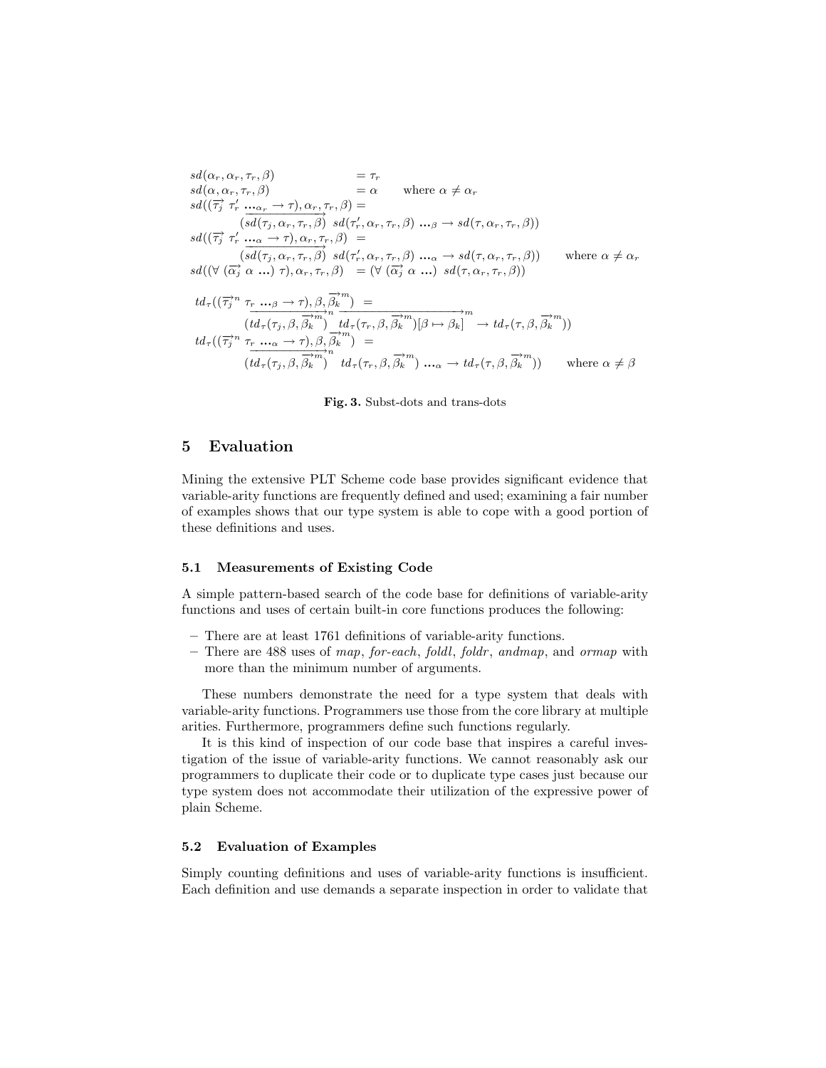$$
\begin{array}{lll}
sd(\alpha_r, \alpha_r, \tau_r, \beta) & = \tau_r & \\
sd(\alpha, \alpha_r, \tau_r, \beta) & = \alpha & \text{where } \alpha \neq \alpha_r \\
sd((\overrightarrow{\tau_j}\ \tau_r'\ \ldots_{\alpha_r} \rightarrow \tau), \alpha_r, \tau_r, \beta) = & & \\
\quad (\overrightarrow{sd(\tau_j, \alpha_r, \tau_r, \beta)}\ sd(\tau_r', \alpha_r, \tau_r, \beta)\ \ldots_{\beta} \rightarrow sd(\tau, \alpha_r, \tau_r, \beta)) & & \\
sd((\overrightarrow{\tau_j}\ \tau_r'\ \ldots_{\alpha} \rightarrow \tau), \alpha_r, \tau_r, \beta)\ = & & \\
\quad (\overrightarrow{sd(\tau_j, \alpha_r, \tau_r, \beta)}\ sd(\tau_r', \alpha_r, \tau_r, \beta)\ \ldots_{\alpha} \rightarrow sd(\tau, \alpha_r, \tau_r, \beta)) & & \text{where } \alpha \neq \alpha_r \\
sd((\forall\ (\overrightarrow{\alpha_j}\ \alpha\ \ldots)\ \tau), \alpha_r, \tau_r, \beta) & = (\forall\ (\overrightarrow{\alpha_j}\ \alpha\ \ldots)\ sd(\tau, \alpha_r, \tau_r, \beta)) &
\end{array}
$$

$$
\begin{array}{ll}
td_\tau((\overrightarrow{\tau_j}^n\ \tau_r\ \ldots_{\beta} \rightarrow \tau), \beta, \overrightarrow{\beta_k}^m)\ = & \\
\quad (\overrightarrow{td_\tau(\tau_j, \beta, \overrightarrow{\beta_k}^m)}^n\ \overrightarrow{td_\tau(\tau_r, \beta, \overrightarrow{\beta_k}^m)[\beta \mapsto \beta_k]}^m \rightarrow td_\tau(\tau, \beta, \overrightarrow{\beta_k}^m)) & \\
td_\tau((\overrightarrow{\tau_j}^n\ \tau_r\ \ldots_{\alpha} \rightarrow \tau), \beta, \overrightarrow{\beta_k}^m)\ = & \\
\quad (\overrightarrow{td_\tau(\tau_j, \beta, \overrightarrow{\beta_k}^m)}^n\ td_\tau(\tau_r, \beta, \overrightarrow{\beta_k}^m)\ \ldots_{\alpha} \rightarrow td_\tau(\tau, \beta, \overrightarrow{\beta_k}^m)) & \text{where } \alpha \neq \beta
\end{array}
$$

**Fig. 3.** Subst-dots and trans-dots

## 5 Evaluation

Mining the extensive PLT Scheme code base provides significant evidence that variable-arity functions are frequently defined and used; examining a fair number of examples shows that our type system is able to cope with a good portion of these definitions and uses.

### 5.1 Measurements of Existing Code

A simple pattern-based search of the code base for definitions of variable-arity functions and uses of certain built-in core functions produces the following:

- There are at least 1761 definitions of variable-arity functions.
- There are 488 uses of *map*, *for-each*, *foldl*, *foldr*, *andmap*, and *ormap* with more than the minimum number of arguments.

These numbers demonstrate the need for a type system that deals with variable-arity functions. Programmers use those from the core library at multiple arities. Furthermore, programmers define such functions regularly.

It is this kind of inspection of our code base that inspires a careful investigation of the issue of variable-arity functions. We cannot reasonably ask our programmers to duplicate their code or to duplicate type cases just because our type system does not accommodate their utilization of the expressive power of plain Scheme.

### 5.2 Evaluation of Examples

Simply counting definitions and uses of variable-arity functions is insufficient. Each definition and use demands a separate inspection in order to validate that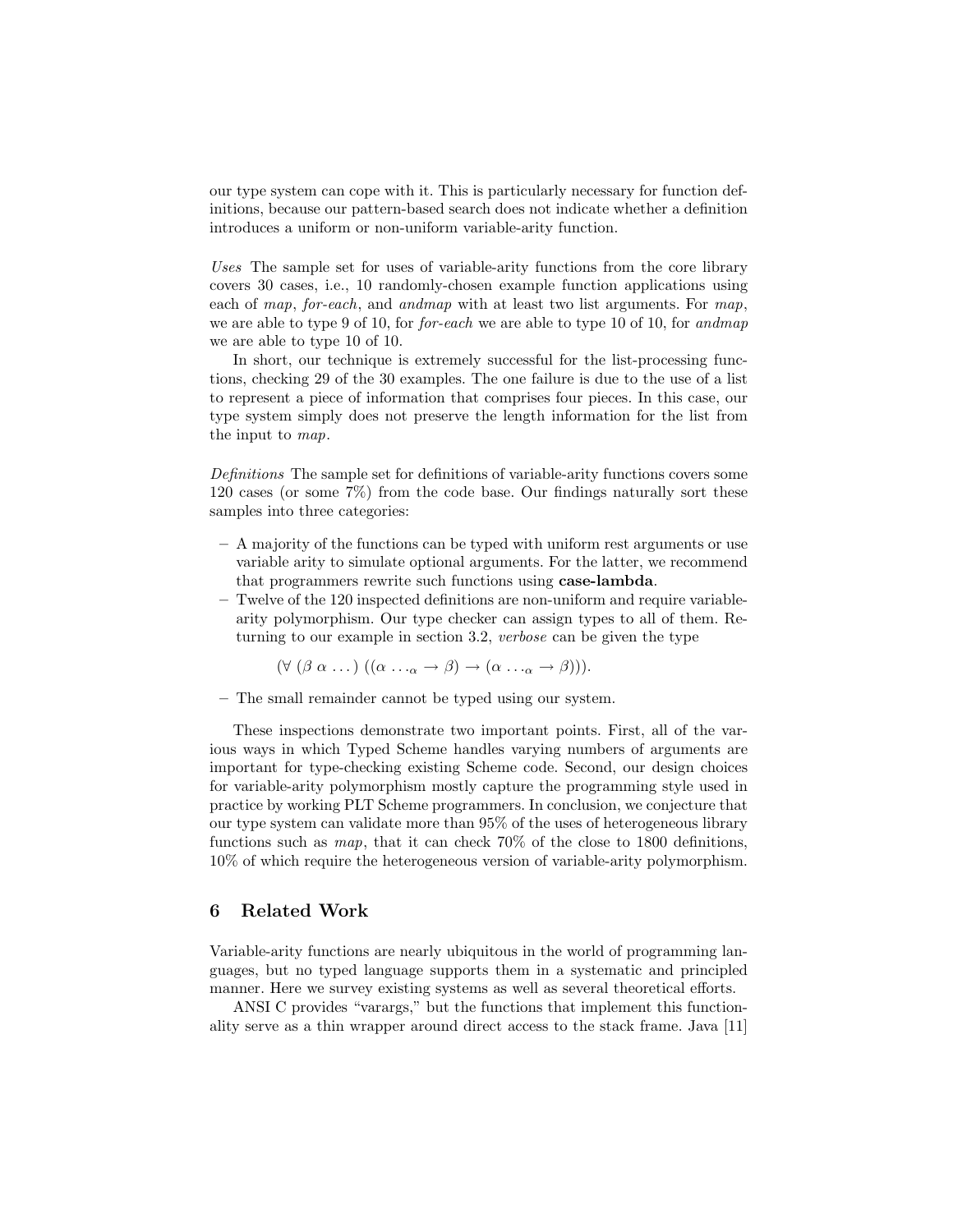our type system can cope with it. This is particularly necessary for function definitions, because our pattern-based search does not indicate whether a definition introduces a uniform or non-uniform variable-arity function.

*Uses* The sample set for uses of variable-arity functions from the core library covers 30 cases, i.e., 10 randomly-chosen example function applications using each of *map*, *for-each*, and *andmap* with at least two list arguments. For *map*, we are able to type 9 of 10, for *for-each* we are able to type 10 of 10, for *andmap* we are able to type 10 of 10.

In short, our technique is extremely successful for the list-processing functions, checking 29 of the 30 examples. The one failure is due to the use of a list to represent a piece of information that comprises four pieces. In this case, our type system simply does not preserve the length information for the list from the input to *map*.

*Definitions* The sample set for definitions of variable-arity functions covers some 120 cases (or some 7%) from the code base. Our findings naturally sort these samples into three categories:

- A majority of the functions can be typed with uniform rest arguments or use variable arity to simulate optional arguments. For the latter, we recommend that programmers rewrite such functions using **case-lambda**.
- Twelve of the 120 inspected definitions are non-uniform and require variable-arity polymorphism. Our type checker can assign types to all of them. Returning to our example in section 3.2, *verbose* can be given the type

  $$(\forall\ (\beta\ \alpha\ \ldots)\ ((\alpha\ \ldots_{\alpha} \rightarrow \beta) \rightarrow (\alpha\ \ldots_{\alpha} \rightarrow \beta))).$$

- The small remainder cannot be typed using our system.

These inspections demonstrate two important points. First, all of the various ways in which Typed Scheme handles varying numbers of arguments are important for type-checking existing Scheme code. Second, our design choices for variable-arity polymorphism mostly capture the programming style used in practice by working PLT Scheme programmers. In conclusion, we conjecture that our type system can validate more than 95% of the uses of heterogeneous library functions such as *map*, that it can check 70% of the close to 1800 definitions, 10% of which require the heterogeneous version of variable-arity polymorphism.

## 6 Related Work

Variable-arity functions are nearly ubiquitous in the world of programming languages, but no typed language supports them in a systematic and principled manner. Here we survey existing systems as well as several theoretical efforts.

ANSI C provides "varargs," but the functions that implement this functionality serve as a thin wrapper around direct access to the stack frame. Java [11]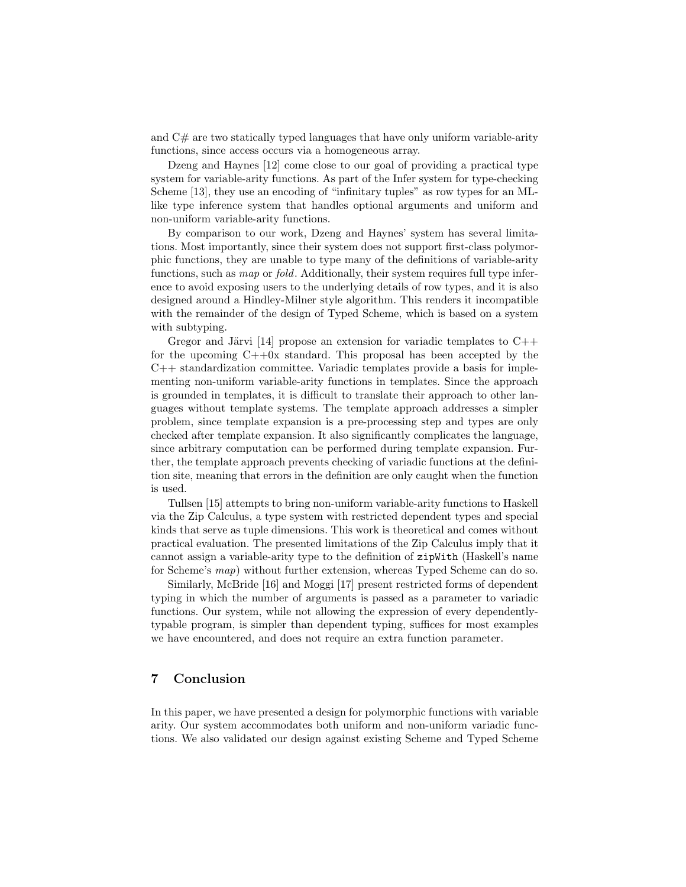and C# are two statically typed languages that have only uniform variable-arity functions, since access occurs via a homogeneous array.

Dzeng and Haynes [12] come close to our goal of providing a practical type system for variable-arity functions. As part of the Infer system for type-checking Scheme [13], they use an encoding of "infinitary tuples" as row types for an ML-like type inference system that handles optional arguments and uniform and non-uniform variable-arity functions.

By comparison to our work, Dzeng and Haynes' system has several limitations. Most importantly, since their system does not support first-class polymorphic functions, they are unable to type many of the definitions of variable-arity functions, such as *map* or *fold*. Additionally, their system requires full type inference to avoid exposing users to the underlying details of row types, and it is also designed around a Hindley-Milner style algorithm. This renders it incompatible with the remainder of the design of Typed Scheme, which is based on a system with subtyping.

Gregor and Järvi [14] propose an extension for variadic templates to C++ for the upcoming C++0x standard. This proposal has been accepted by the C++ standardization committee. Variadic templates provide a basis for implementing non-uniform variable-arity functions in templates. Since the approach is grounded in templates, it is difficult to translate their approach to other languages without template systems. The template approach addresses a simpler problem, since template expansion is a pre-processing step and types are only checked after template expansion. It also significantly complicates the language, since arbitrary computation can be performed during template expansion. Further, the template approach prevents checking of variadic functions at the definition site, meaning that errors in the definition are only caught when the function is used.

Tullsen [15] attempts to bring non-uniform variable-arity functions to Haskell via the Zip Calculus, a type system with restricted dependent types and special kinds that serve as tuple dimensions. This work is theoretical and comes without practical evaluation. The presented limitations of the Zip Calculus imply that it cannot assign a variable-arity type to the definition of `zipWith` (Haskell's name for Scheme's *map*) without further extension, whereas Typed Scheme can do so.

Similarly, McBride [16] and Moggi [17] present restricted forms of dependent typing in which the number of arguments is passed as a parameter to variadic functions. Our system, while not allowing the expression of every dependently-typable program, is simpler than dependent typing, suffices for most examples we have encountered, and does not require an extra function parameter.

## 7 Conclusion

In this paper, we have presented a design for polymorphic functions with variable arity. Our system accommodates both uniform and non-uniform variadic functions. We also validated our design against existing Scheme and Typed Scheme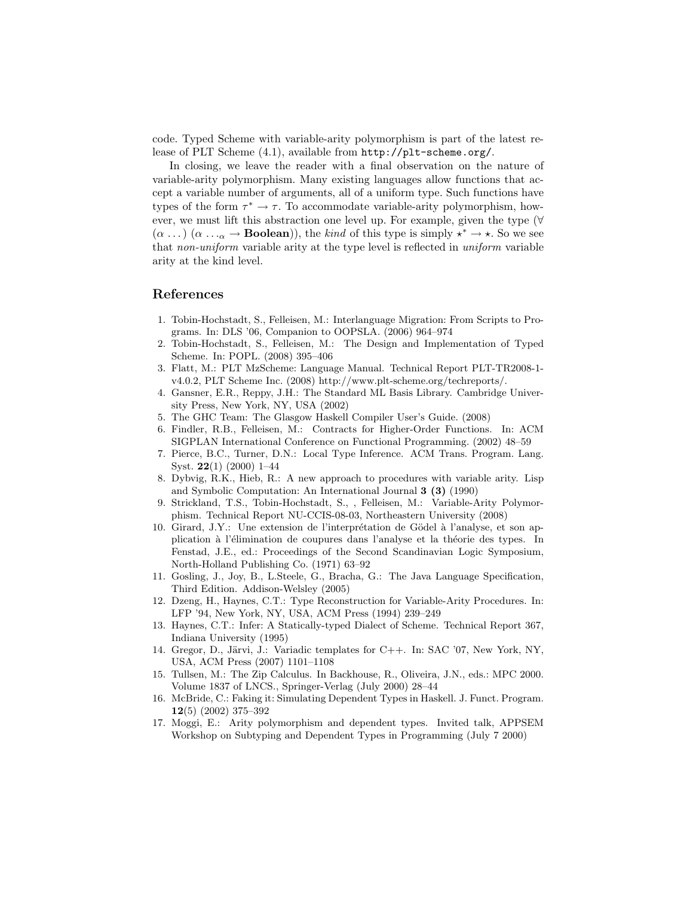code. Typed Scheme with variable-arity polymorphism is part of the latest release of PLT Scheme (4.1), available from `http://plt-scheme.org/`.

In closing, we leave the reader with a final observation on the nature of variable-arity polymorphism. Many existing languages allow functions that accept a variable number of arguments, all of a uniform type. Such functions have types of the form $\tau^* \rightarrow \tau$. To accommodate variable-arity polymorphism, however, we must lift this abstraction one level up. For example, given the type ($\forall$ $(\alpha\ \ldots)$ $(\alpha\ \ldots_\alpha \rightarrow \textbf{Boolean})$), the *kind* of this type is simply $\star^* \rightarrow \star$. So we see that *non-uniform* variable arity at the type level is reflected in *uniform* variable arity at the kind level.

## References

1. Tobin-Hochstadt, S., Felleisen, M.: Interlanguage Migration: From Scripts to Programs. In: DLS '06, Companion to OOPSLA. (2006) 964–974
2. Tobin-Hochstadt, S., Felleisen, M.: The Design and Implementation of Typed Scheme. In: POPL. (2008) 395–406
3. Flatt, M.: PLT MzScheme: Language Manual. Technical Report PLT-TR2008-1-v4.0.2, PLT Scheme Inc. (2008) http://www.plt-scheme.org/techreports/.
4. Gansner, E.R., Reppy, J.H.: The Standard ML Basis Library. Cambridge University Press, New York, NY, USA (2002)
5. The GHC Team: The Glasgow Haskell Compiler User's Guide. (2008)
6. Findler, R.B., Felleisen, M.: Contracts for Higher-Order Functions. In: ACM SIGPLAN International Conference on Functional Programming. (2002) 48–59
7. Pierce, B.C., Turner, D.N.: Local Type Inference. ACM Trans. Program. Lang. Syst. **22**(1) (2000) 1–44
8. Dybvig, R.K., Hieb, R.: A new approach to procedures with variable arity. Lisp and Symbolic Computation: An International Journal **3 (3)** (1990)
9. Strickland, T.S., Tobin-Hochstadt, S., , Felleisen, M.: Variable-Arity Polymorphism. Technical Report NU-CCIS-08-03, Northeastern University (2008)
10. Girard, J.Y.: Une extension de l'interprétation de Gödel à l'analyse, et son application à l'élimination de coupures dans l'analyse et la théorie des types. In Fenstad, J.E., ed.: Proceedings of the Second Scandinavian Logic Symposium, North-Holland Publishing Co. (1971) 63–92
11. Gosling, J., Joy, B., L.Steele, G., Bracha, G.: The Java Language Specification, Third Edition. Addison-Welsley (2005)
12. Dzeng, H., Haynes, C.T.: Type Reconstruction for Variable-Arity Procedures. In: LFP '94, New York, NY, USA, ACM Press (1994) 239–249
13. Haynes, C.T.: Infer: A Statically-typed Dialect of Scheme. Technical Report 367, Indiana University (1995)
14. Gregor, D., Järvi, J.: Variadic templates for C++. In: SAC '07, New York, NY, USA, ACM Press (2007) 1101–1108
15. Tullsen, M.: The Zip Calculus. In Backhouse, R., Oliveira, J.N., eds.: MPC 2000. Volume 1837 of LNCS., Springer-Verlag (July 2000) 28–44
16. McBride, C.: Faking it: Simulating Dependent Types in Haskell. J. Funct. Program. **12**(5) (2002) 375–392
17. Moggi, E.: Arity polymorphism and dependent types. Invited talk, APPSEM Workshop on Subtyping and Dependent Types in Programming (July 7 2000)